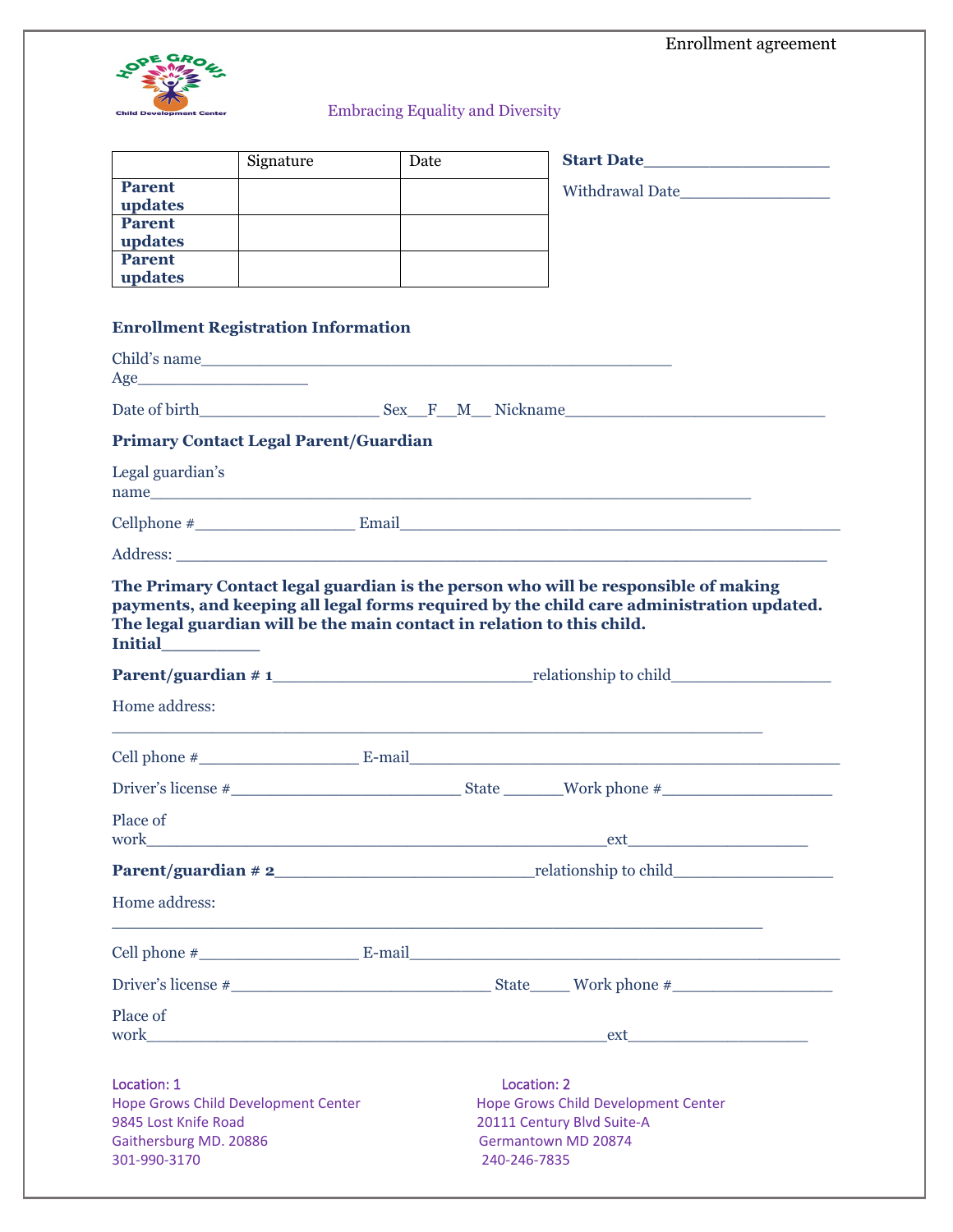Enrollment agreement

HOPE GROWS Child Development Center

Embracing Equality and Diversity

| | Signature | Date |
|---|---|---|
| **Parent updates** | | |
| **Parent updates** | | |
| **Parent updates** | | |

**Start Date**___________________

Withdrawal Date_________________

**Enrollment Registration Information**

Child's name___________________________________________________
Age__________________

Date of birth___________________ Sex__F__M__ Nickname____________________________

**Primary Contact Legal Parent/Guardian**

Legal guardian's name_________________________________________________________________

Cellphone #_________________ Email_______________________________________________

Address: ______________________________________________________________________

**The Primary Contact legal guardian is the person who will be responsible of making payments, and keeping all legal forms required by the child care administration updated. The legal guardian will be the main contact in relation to this child.**
**Initial**_________

**Parent/guardian # 1**____________________________relationship to child_________________

Home address:
_______________________________________________________________________

Cell phone #_________________ E-mail_______________________________________________

Driver's license #_________________________ State ______Work phone #___________________

Place of work_________________________________________________ext___________________

**Parent/guardian # 2**____________________________relationship to child_________________

Home address:
_______________________________________________________________________

Cell phone #_________________ E-mail_______________________________________________

Driver's license #____________________________ State____ Work phone #_________________

Place of work_________________________________________________ext___________________

Location: 1
Hope Grows Child Development Center
9845 Lost Knife Road
Gaithersburg MD. 20886
301-990-3170

Location: 2
Hope Grows Child Development Center
20111 Century Blvd Suite-A
Germantown MD 20874
240-246-7835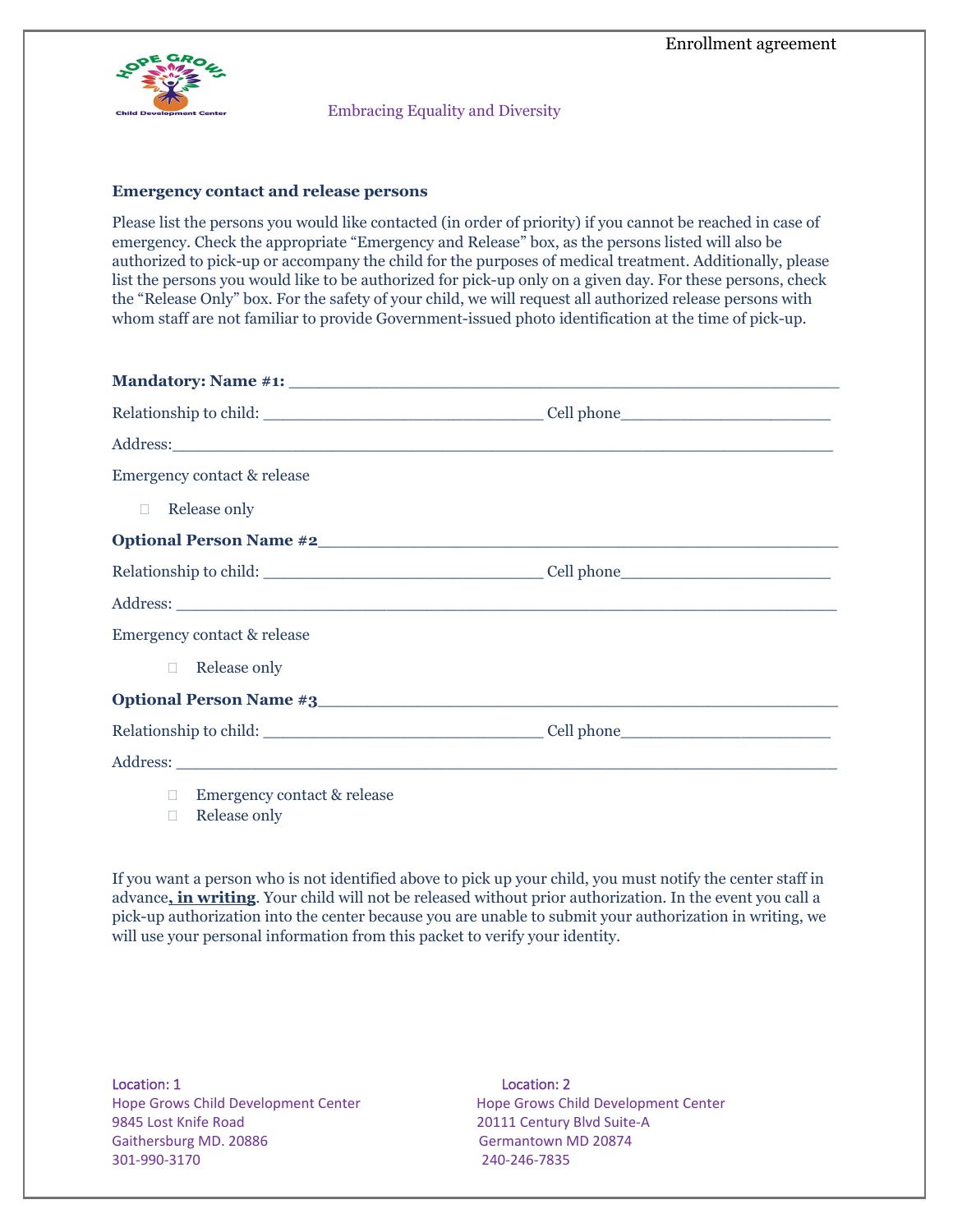Enrollment agreement

Embracing Equality and Diversity

**Emergency contact and release persons**

Please list the persons you would like contacted (in order of priority) if you cannot be reached in case of emergency. Check the appropriate "Emergency and Release" box, as the persons listed will also be authorized to pick-up or accompany the child for the purposes of medical treatment. Additionally, please list the persons you would like to be authorized for pick-up only on a given day. For these persons, check the "Release Only" box. For the safety of your child, we will request all authorized release persons with whom staff are not familiar to provide Government-issued photo identification at the time of pick-up.

**Mandatory: Name #1:** ____________________________________________________

Relationship to child: ___________________________ Cell phone____________________

Address:_______________________________________________________________

Emergency contact & release

- ☐ Release only

**Optional Person Name #2**_________________________________________________

Relationship to child: ___________________________ Cell phone____________________

Address: _______________________________________________________________

Emergency contact & release

- ☐ Release only

**Optional Person Name #3**_________________________________________________

Relationship to child: ___________________________ Cell phone____________________

Address: _______________________________________________________________

- ☐ Emergency contact & release
- ☐ Release only

If you want a person who is not identified above to pick up your child, you must notify the center staff in advance**, in writing**. Your child will not be released without prior authorization. In the event you call a pick-up authorization into the center because you are unable to submit your authorization in writing, we will use your personal information from this packet to verify your identity.

Location: 1
Hope Grows Child Development Center
9845 Lost Knife Road
Gaithersburg MD. 20886
301-990-3170

Location: 2
Hope Grows Child Development Center
20111 Century Blvd Suite-A
Germantown MD 20874
240-246-7835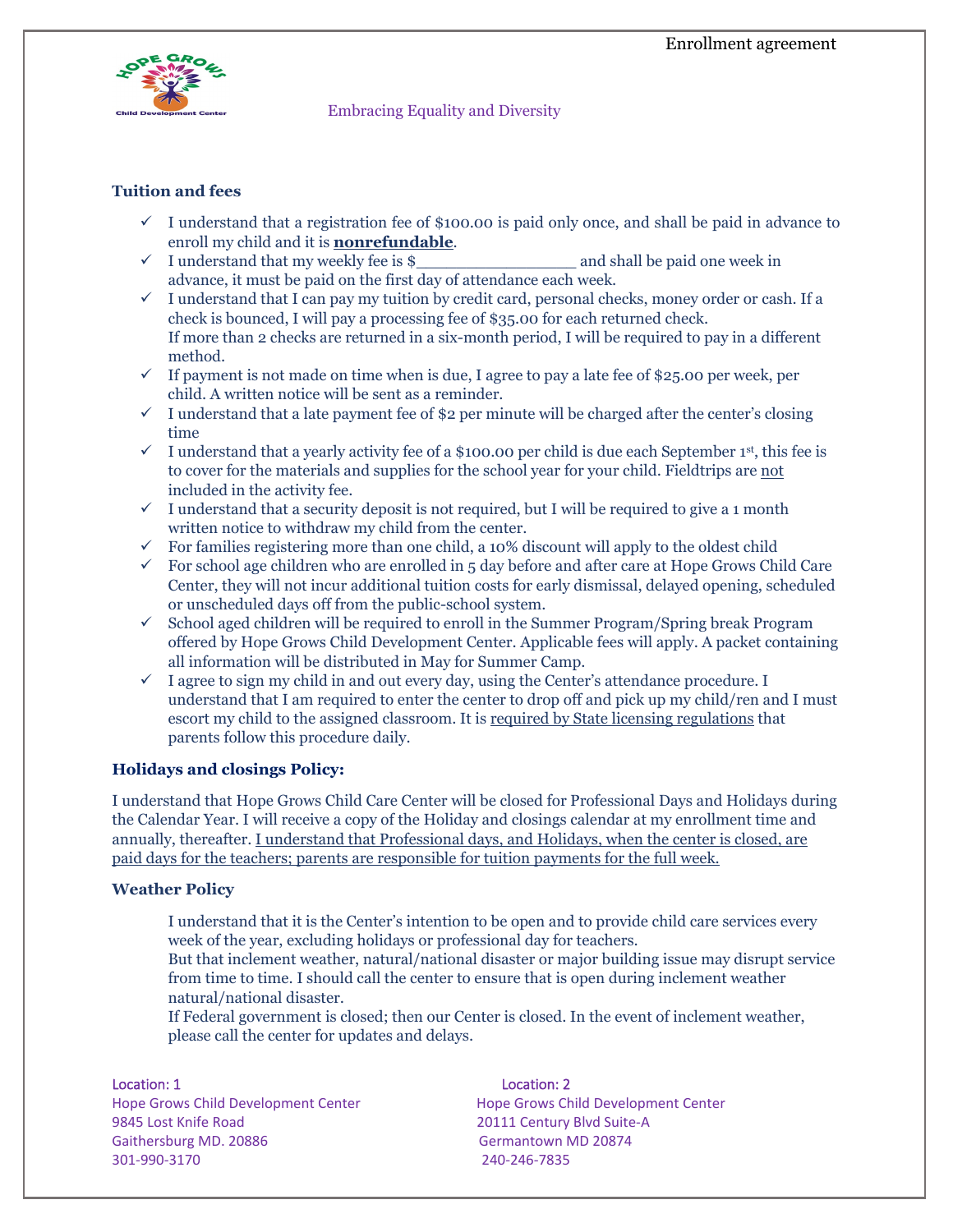Enrollment agreement

Embracing Equality and Diversity

### Tuition and fees

- ✓ I understand that a registration fee of $100.00 is paid only once, and shall be paid in advance to enroll my child and it is **<u>nonrefundable</u>**.
- ✓ I understand that my weekly fee is $_________________ and shall be paid one week in advance, it must be paid on the first day of attendance each week.
- ✓ I understand that I can pay my tuition by credit card, personal checks, money order or cash. If a check is bounced, I will pay a processing fee of $35.00 for each returned check.
  If more than 2 checks are returned in a six-month period, I will be required to pay in a different method.
- ✓ If payment is not made on time when is due, I agree to pay a late fee of $25.00 per week, per child. A written notice will be sent as a reminder.
- ✓ I understand that a late payment fee of $2 per minute will be charged after the center's closing time
- ✓ I understand that a yearly activity fee of a $100.00 per child is due each September 1st, this fee is to cover for the materials and supplies for the school year for your child. Fieldtrips are <u>not</u> included in the activity fee.
- ✓ I understand that a security deposit is not required, but I will be required to give a 1 month written notice to withdraw my child from the center.
- ✓ For families registering more than one child, a 10% discount will apply to the oldest child
- ✓ For school age children who are enrolled in 5 day before and after care at Hope Grows Child Care Center, they will not incur additional tuition costs for early dismissal, delayed opening, scheduled or unscheduled days off from the public-school system.
- ✓ School aged children will be required to enroll in the Summer Program/Spring break Program offered by Hope Grows Child Development Center. Applicable fees will apply. A packet containing all information will be distributed in May for Summer Camp.
- ✓ I agree to sign my child in and out every day, using the Center's attendance procedure. I understand that I am required to enter the center to drop off and pick up my child/ren and I must escort my child to the assigned classroom. It is <u>required by State licensing regulations</u> that parents follow this procedure daily.

### Holidays and closings Policy:

I understand that Hope Grows Child Care Center will be closed for Professional Days and Holidays during the Calendar Year. I will receive a copy of the Holiday and closings calendar at my enrollment time and annually, thereafter. <u>I understand that Professional days, and Holidays, when the center is closed, are paid days for the teachers; parents are responsible for tuition payments for the full week.</u>

### Weather Policy

I understand that it is the Center's intention to be open and to provide child care services every week of the year, excluding holidays or professional day for teachers.
But that inclement weather, natural/national disaster or major building issue may disrupt service from time to time. I should call the center to ensure that is open during inclement weather natural/national disaster.
If Federal government is closed; then our Center is closed. In the event of inclement weather, please call the center for updates and delays.

Location: 1
Hope Grows Child Development Center
9845 Lost Knife Road
Gaithersburg MD. 20886
301-990-3170

Location: 2
Hope Grows Child Development Center
20111 Century Blvd Suite-A
Germantown MD 20874
240-246-7835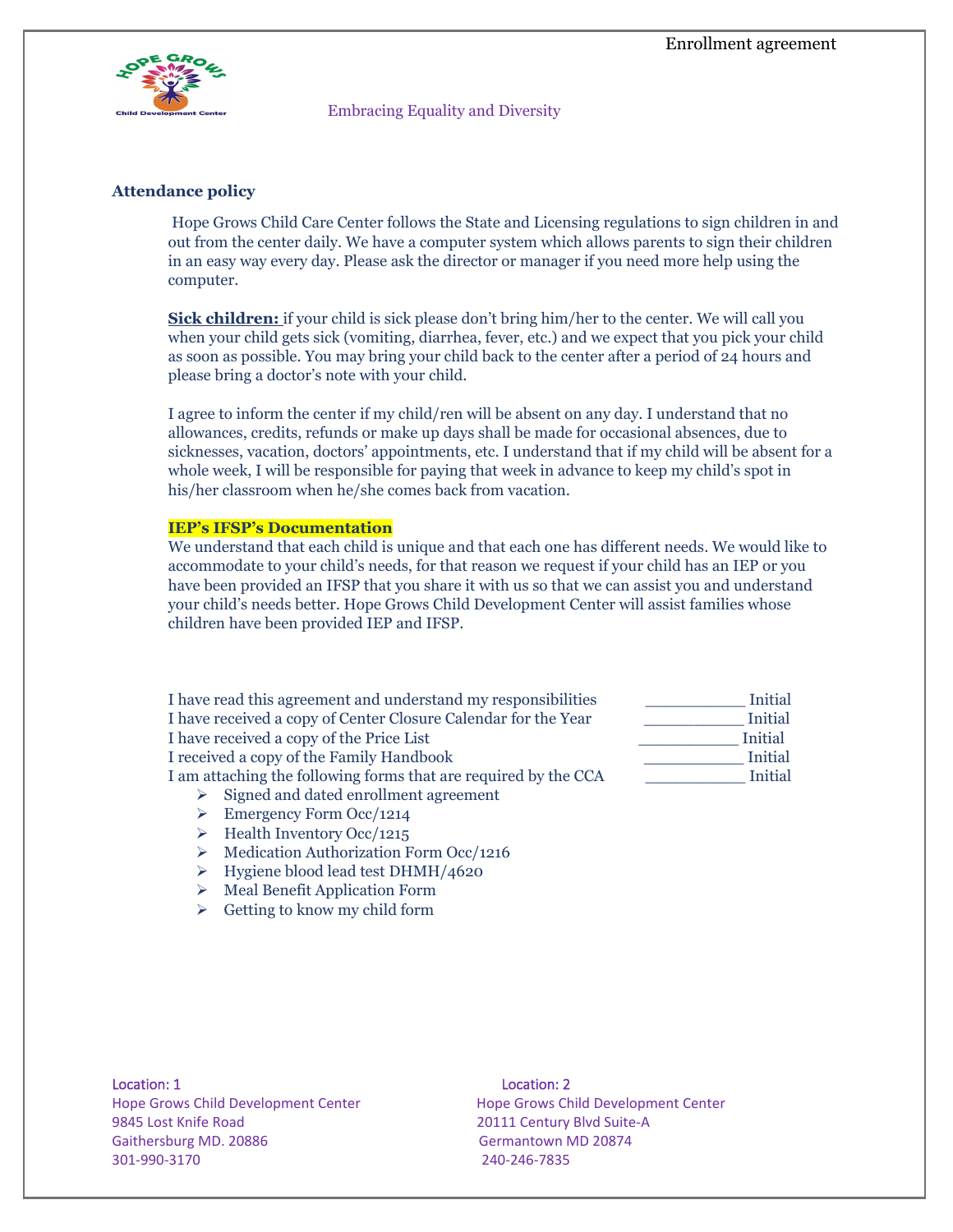Enrollment agreement

Embracing Equality and Diversity

**Attendance policy**

Hope Grows Child Care Center follows the State and Licensing regulations to sign children in and out from the center daily. We have a computer system which allows parents to sign their children in an easy way every day. Please ask the director or manager if you need more help using the computer.

**Sick children:** if your child is sick please don't bring him/her to the center. We will call you when your child gets sick (vomiting, diarrhea, fever, etc.) and we expect that you pick your child as soon as possible. You may bring your child back to the center after a period of 24 hours and please bring a doctor's note with your child.

I agree to inform the center if my child/ren will be absent on any day. I understand that no allowances, credits, refunds or make up days shall be made for occasional absences, due to sicknesses, vacation, doctors' appointments, etc. I understand that if my child will be absent for a whole week, I will be responsible for paying that week in advance to keep my child's spot in his/her classroom when he/she comes back from vacation.

**IEP's IFSP's Documentation**

We understand that each child is unique and that each one has different needs. We would like to accommodate to your child's needs, for that reason we request if your child has an IEP or you have been provided an IFSP that you share it with us so that we can assist you and understand your child's needs better. Hope Grows Child Development Center will assist families whose children have been provided IEP and IFSP.

I have read this agreement and understand my responsibilities ___________ Initial
I have received a copy of Center Closure Calendar for the Year ___________ Initial
I have received a copy of the Price List ___________ Initial
I received a copy of the Family Handbook ___________ Initial
I am attaching the following forms that are required by the CCA ___________ Initial

- Signed and dated enrollment agreement
- Emergency Form Occ/1214
- Health Inventory Occ/1215
- Medication Authorization Form Occ/1216
- Hygiene blood lead test DHMH/4620
- Meal Benefit Application Form
- Getting to know my child form

Location: 1
Hope Grows Child Development Center
9845 Lost Knife Road
Gaithersburg MD. 20886
301-990-3170

Location: 2
Hope Grows Child Development Center
20111 Century Blvd Suite-A
Germantown MD 20874
240-246-7835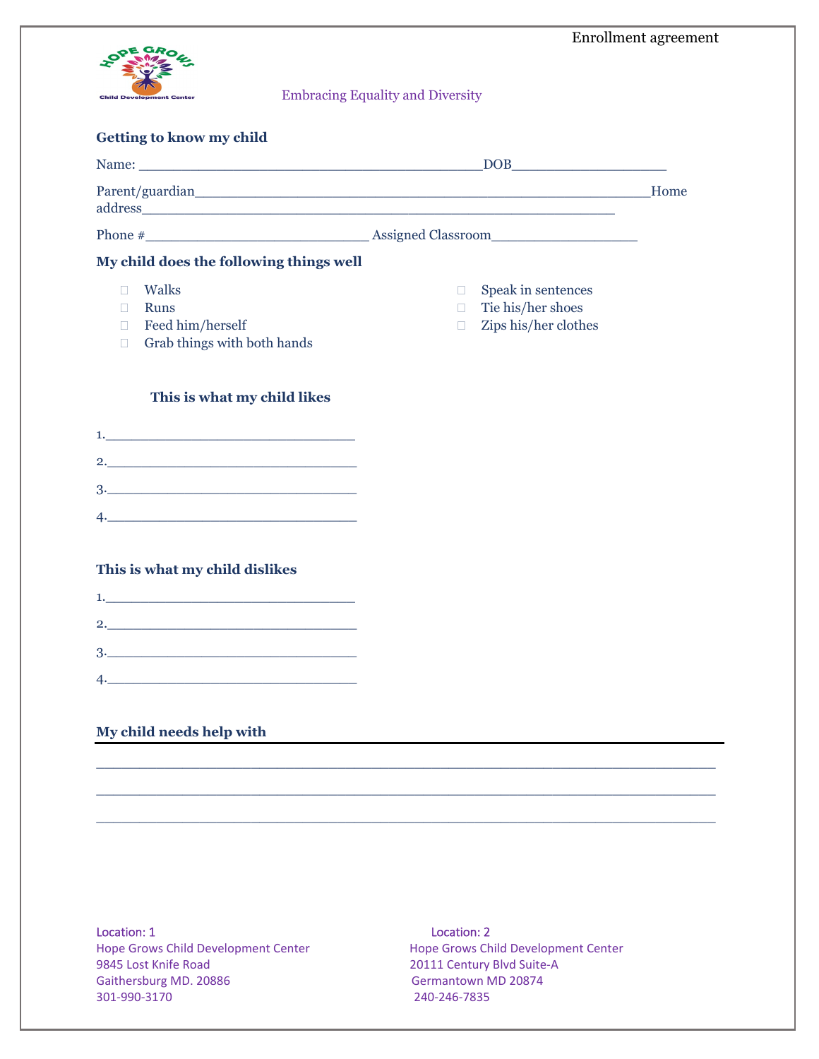Enrollment agreement

Embracing Equality and Diversity

**Getting to know my child**

Name: _____________________________________________DOB____________________

Parent/guardian___________________________________________________________Home address_____________________________________________________________

Phone #____________________________ Assigned Classroom___________________

**My child does the following things well**

- ☐ Walks
- ☐ Runs
- ☐ Feed him/herself
- ☐ Grab things with both hands
- ☐ Speak in sentences
- ☐ Tie his/her shoes
- ☐ Zips his/her clothes

**This is what my child likes**

1.________________________________

2.________________________________

3.________________________________

4.________________________________

**This is what my child dislikes**

1.________________________________

2.________________________________

3.________________________________

4.________________________________

**My child needs help with**

________________________________________________________________________________

________________________________________________________________________________

________________________________________________________________________________

Location: 1
Hope Grows Child Development Center
9845 Lost Knife Road
Gaithersburg MD. 20886
301-990-3170

Location: 2
Hope Grows Child Development Center
20111 Century Blvd Suite-A
Germantown MD 20874
240-246-7835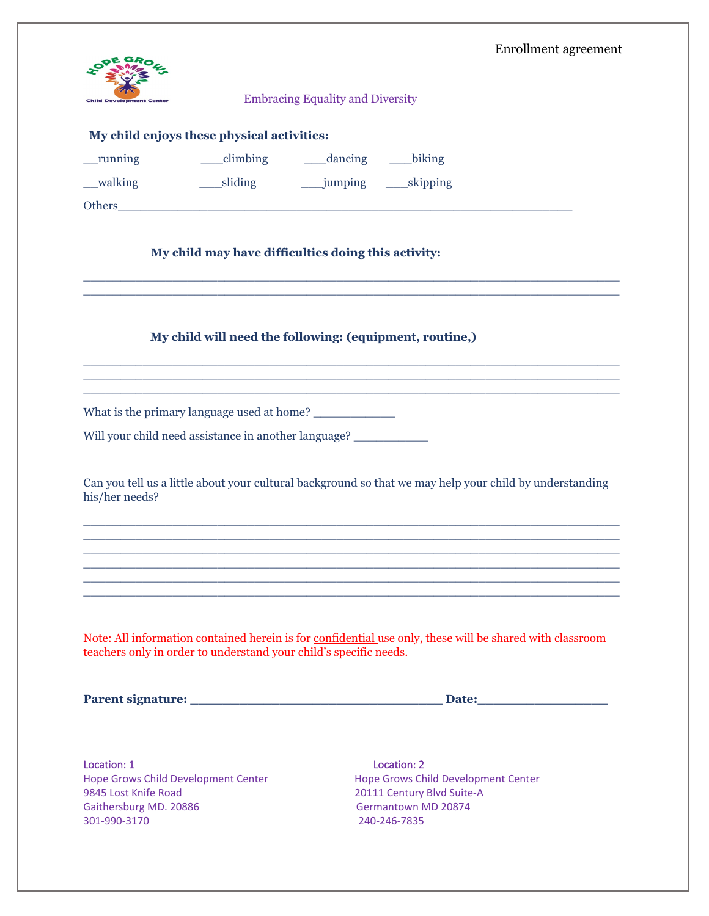Enrollment agreement

HOPE GROWS
Child Development Center

Embracing Equality and Diversity

**My child enjoys these physical activities:**

__running ____climbing ____dancing ____biking

__walking ____sliding ____jumping ____skipping

Others___________________________________________________________

**My child may have difficulties doing this activity:**

______________________________________________________________________
______________________________________________________________________

**My child will need the following: (equipment, routine,)**

______________________________________________________________________
______________________________________________________________________
______________________________________________________________________

What is the primary language used at home? ____________

Will your child need assistance in another language? ___________

Can you tell us a little about your cultural background so that we may help your child by understanding his/her needs?

______________________________________________________________________
______________________________________________________________________
______________________________________________________________________
______________________________________________________________________
______________________________________________________________________
______________________________________________________________________

Note: All information contained herein is for confidential use only, these will be shared with classroom teachers only in order to understand your child's specific needs.

**Parent signature:** __________________________________ **Date:**_________________

Location: 1
Hope Grows Child Development Center
9845 Lost Knife Road
Gaithersburg MD. 20886
301-990-3170

Location: 2
Hope Grows Child Development Center
20111 Century Blvd Suite-A
Germantown MD 20874
240-246-7835